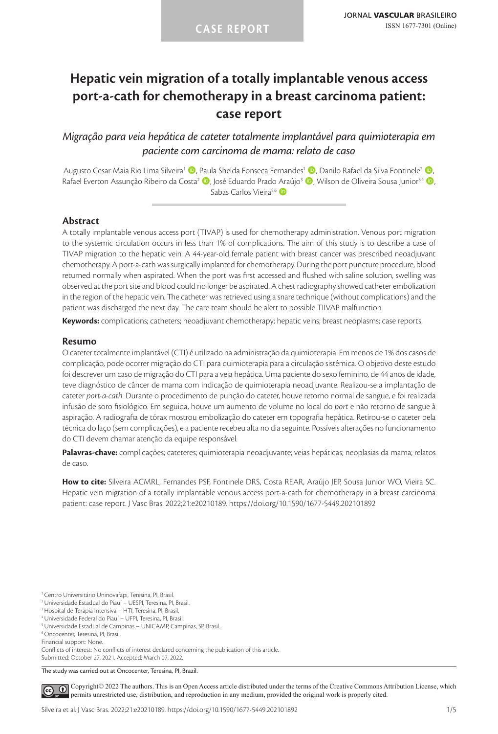CASE REPORT

# Hepatic vein migration of a totally implantable venous access port-a-cath for chemotherapy in a breast carcinoma patient: case report

*Migração para veia hepática de cateter totalmente implantável para quimioterapia em paciente com carcinoma de mama: relato de caso*

Augusto Cesar Maia Rio Lima Silveira[1], Paula Shelda Fonseca Fernandes[1], Danilo Rafael da Silva Fontinele[2], Rafael Everton Assunção Ribeiro da Costa[2], José Eduardo Prado Araújo[3], Wilson de Oliveira Sousa Junior[3,4], Sabas Carlos Vieira[5,6]

## Abstract

A totally implantable venous access port (TIVAP) is used for chemotherapy administration. Venous port migration to the systemic circulation occurs in less than 1% of complications. The aim of this study is to describe a case of TIVAP migration to the hepatic vein. A 44-year-old female patient with breast cancer was prescribed neoadjuvant chemotherapy. A port-a-cath was surgically implanted for chemotherapy. During the port puncture procedure, blood returned normally when aspirated. When the port was first accessed and flushed with saline solution, swelling was observed at the port site and blood could no longer be aspirated. A chest radiography showed catheter embolization in the region of the hepatic vein. The catheter was retrieved using a snare technique (without complications) and the patient was discharged the next day. The care team should be alert to possible TIIVAP malfunction.

**Keywords:** complications; catheters; neoadjuvant chemotherapy; hepatic veins; breast neoplasms; case reports.

## Resumo

O cateter totalmente implantável (CTI) é utilizado na administração da quimioterapia. Em menos de 1% dos casos de complicação, pode ocorrer migração do CTI para quimioterapia para a circulação sistêmica. O objetivo deste estudo foi descrever um caso de migração do CTI para a veia hepática. Uma paciente do sexo feminino, de 44 anos de idade, teve diagnóstico de câncer de mama com indicação de quimioterapia neoadjuvante. Realizou-se a implantação de cateter *port-a-cath*. Durante o procedimento de punção do cateter, houve retorno normal de sangue, e foi realizada infusão de soro fisiológico. Em seguida, houve um aumento de volume no local do *port* e não retorno de sangue à aspiração. A radiografia de tórax mostrou embolização do cateter em topografia hepática. Retirou-se o cateter pela técnica do laço (sem complicações), e a paciente recebeu alta no dia seguinte. Possíveis alterações no funcionamento do CTI devem chamar atenção da equipe responsável.

**Palavras-chave:** complicações; cateteres; quimioterapia neoadjuvante; veias hepáticas; neoplasias da mama; relatos de caso.

**How to cite:** Silveira ACMRL, Fernandes PSF, Fontinele DRS, Costa REAR, Araújo JEP, Sousa Junior WO, Vieira SC. Hepatic vein migration of a totally implantable venous access port-a-cath for chemotherapy in a breast carcinoma patient: case report. J Vasc Bras. 2022;21:e20210189. https://doi.org/10.1590/1677-5449.202101892

[1] Centro Universitário Uninovafapi, Teresina, PI, Brasil.
[2] Universidade Estadual do Piauí – UESPI, Teresina, PI, Brasil.
[3] Hospital de Terapia Intensiva – HTI, Teresina, PI, Brasil.
[4] Universidade Federal do Piauí – UFPI, Teresina, PI, Brasil.
[5] Universidade Estadual de Campinas – UNICAMP, Campinas, SP, Brasil.
[6] Oncocenter, Teresina, PI, Brasil.
Financial support: None.
Conflicts of interest: No conflicts of interest declared concerning the publication of this article.
Submitted: October 27, 2021. Accepted: March 07, 2022.

The study was carried out at Oncocenter, Teresina, PI, Brazil.

Copyright© 2022 The authors. This is an Open Access article distributed under the terms of the Creative Commons Attribution License, which permits unrestricted use, distribution, and reproduction in any medium, provided the original work is properly cited.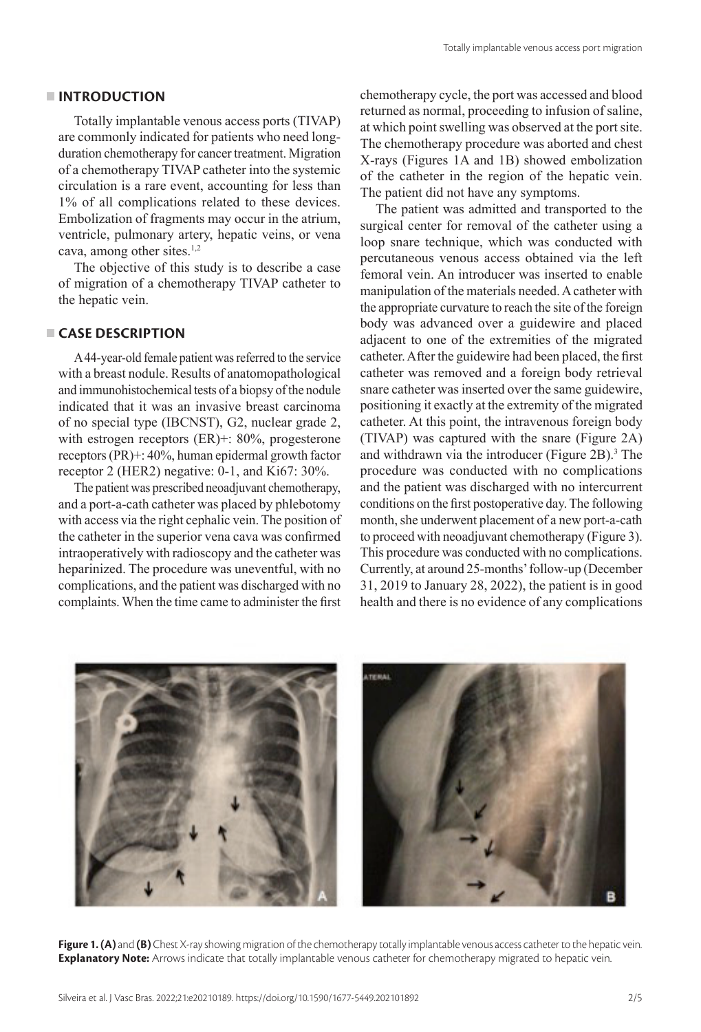## INTRODUCTION

Totally implantable venous access ports (TIVAP) are commonly indicated for patients who need long-duration chemotherapy for cancer treatment. Migration of a chemotherapy TIVAP catheter into the systemic circulation is a rare event, accounting for less than 1% of all complications related to these devices. Embolization of fragments may occur in the atrium, ventricle, pulmonary artery, hepatic veins, or vena cava, among other sites.[1,2]

The objective of this study is to describe a case of migration of a chemotherapy TIVAP catheter to the hepatic vein.

## CASE DESCRIPTION

A 44-year-old female patient was referred to the service with a breast nodule. Results of anatomopathological and immunohistochemical tests of a biopsy of the nodule indicated that it was an invasive breast carcinoma of no special type (IBCNST), G2, nuclear grade 2, with estrogen receptors (ER)+: 80%, progesterone receptors (PR)+: 40%, human epidermal growth factor receptor 2 (HER2) negative: 0-1, and Ki67: 30%.

The patient was prescribed neoadjuvant chemotherapy, and a port-a-cath catheter was placed by phlebotomy with access via the right cephalic vein. The position of the catheter in the superior vena cava was confirmed intraoperatively with radioscopy and the catheter was heparinized. The procedure was uneventful, with no complications, and the patient was discharged with no complaints. When the time came to administer the first chemotherapy cycle, the port was accessed and blood returned as normal, proceeding to infusion of saline, at which point swelling was observed at the port site. The chemotherapy procedure was aborted and chest X-rays (Figures 1A and 1B) showed embolization of the catheter in the region of the hepatic vein. The patient did not have any symptoms.

The patient was admitted and transported to the surgical center for removal of the catheter using a loop snare technique, which was conducted with percutaneous venous access obtained via the left femoral vein. An introducer was inserted to enable manipulation of the materials needed. A catheter with the appropriate curvature to reach the site of the foreign body was advanced over a guidewire and placed adjacent to one of the extremities of the migrated catheter. After the guidewire had been placed, the first catheter was removed and a foreign body retrieval snare catheter was inserted over the same guidewire, positioning it exactly at the extremity of the migrated catheter. At this point, the intravenous foreign body (TIVAP) was captured with the snare (Figure 2A) and withdrawn via the introducer (Figure 2B).[3] The procedure was conducted with no complications and the patient was discharged with no intercurrent conditions on the first postoperative day. The following month, she underwent placement of a new port-a-cath to proceed with neoadjuvant chemotherapy (Figure 3). This procedure was conducted with no complications. Currently, at around 25-months' follow-up (December 31, 2019 to January 28, 2022), the patient is in good health and there is no evidence of any complications

**Figure 1. (A)** and **(B)** Chest X-ray showing migration of the chemotherapy totally implantable venous access catheter to the hepatic vein. **Explanatory Note:** Arrows indicate that totally implantable venous catheter for chemotherapy migrated to hepatic vein.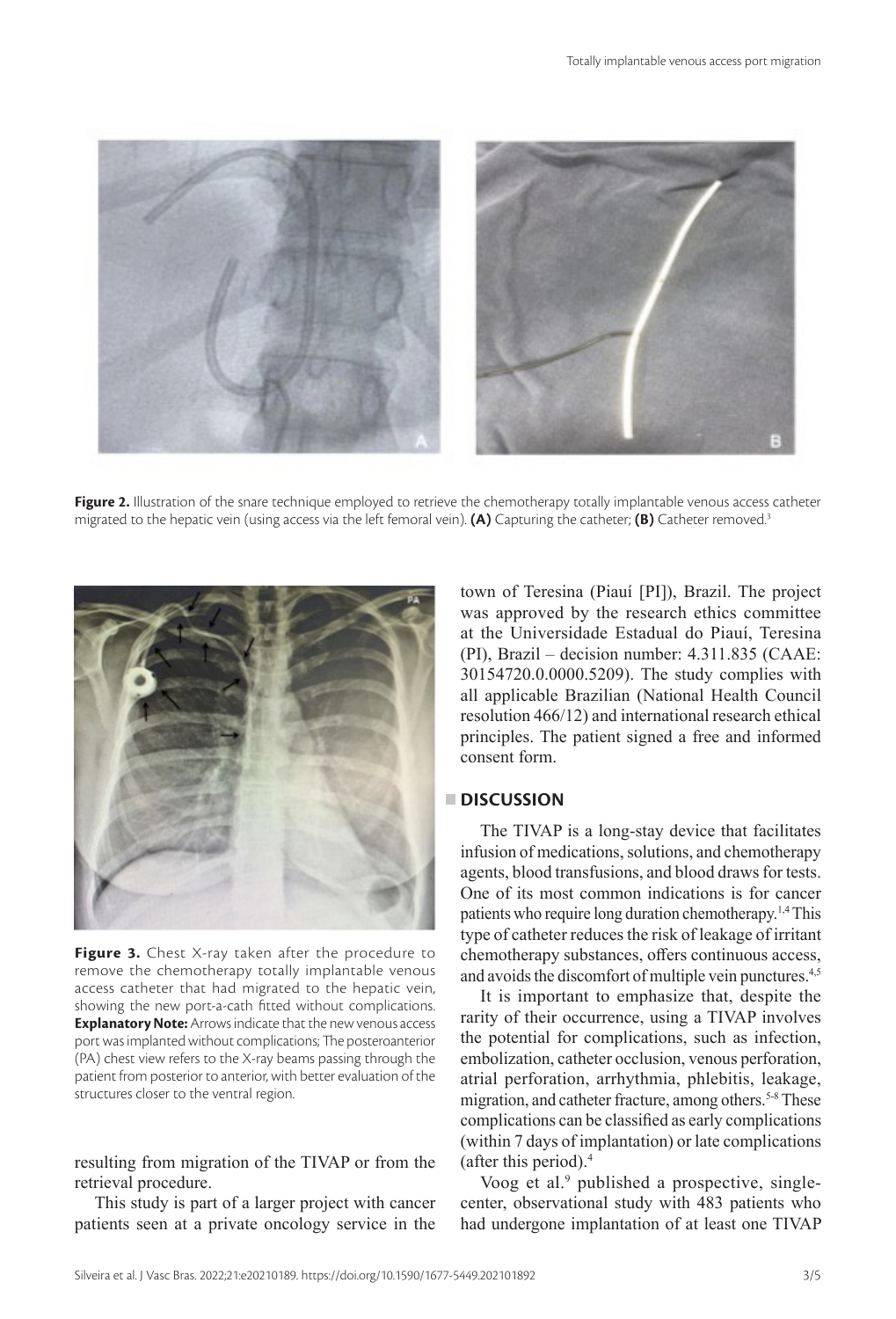**Figure 2.** Illustration of the snare technique employed to retrieve the chemotherapy totally implantable venous access catheter migrated to the hepatic vein (using access via the left femoral vein). **(A)** Capturing the catheter; **(B)** Catheter removed.[3]

**Figure 3.** Chest X-ray taken after the procedure to remove the chemotherapy totally implantable venous access catheter that had migrated to the hepatic vein, showing the new port-a-cath fitted without complications. **Explanatory Note:** Arrows indicate that the new venous access port was implanted without complications; The posteroanterior (PA) chest view refers to the X-ray beams passing through the patient from posterior to anterior, with better evaluation of the structures closer to the ventral region.

resulting from migration of the TIVAP or from the retrieval procedure.

This study is part of a larger project with cancer patients seen at a private oncology service in the town of Teresina (Piauí [PI]), Brazil. The project was approved by the research ethics committee at the Universidade Estadual do Piauí, Teresina (PI), Brazil – decision number: 4.311.835 (CAAE: 30154720.0.0000.5209). The study complies with all applicable Brazilian (National Health Council resolution 466/12) and international research ethical principles. The patient signed a free and informed consent form.

## DISCUSSION

The TIVAP is a long-stay device that facilitates infusion of medications, solutions, and chemotherapy agents, blood transfusions, and blood draws for tests. One of its most common indications is for cancer patients who require long duration chemotherapy.[1,4] This type of catheter reduces the risk of leakage of irritant chemotherapy substances, offers continuous access, and avoids the discomfort of multiple vein punctures.[4,5]

It is important to emphasize that, despite the rarity of their occurrence, using a TIVAP involves the potential for complications, such as infection, embolization, catheter occlusion, venous perforation, atrial perforation, arrhythmia, phlebitis, leakage, migration, and catheter fracture, among others.[5-8] These complications can be classified as early complications (within 7 days of implantation) or late complications (after this period).[4]

Voog et al.[9] published a prospective, single-center, observational study with 483 patients who had undergone implantation of at least one TIVAP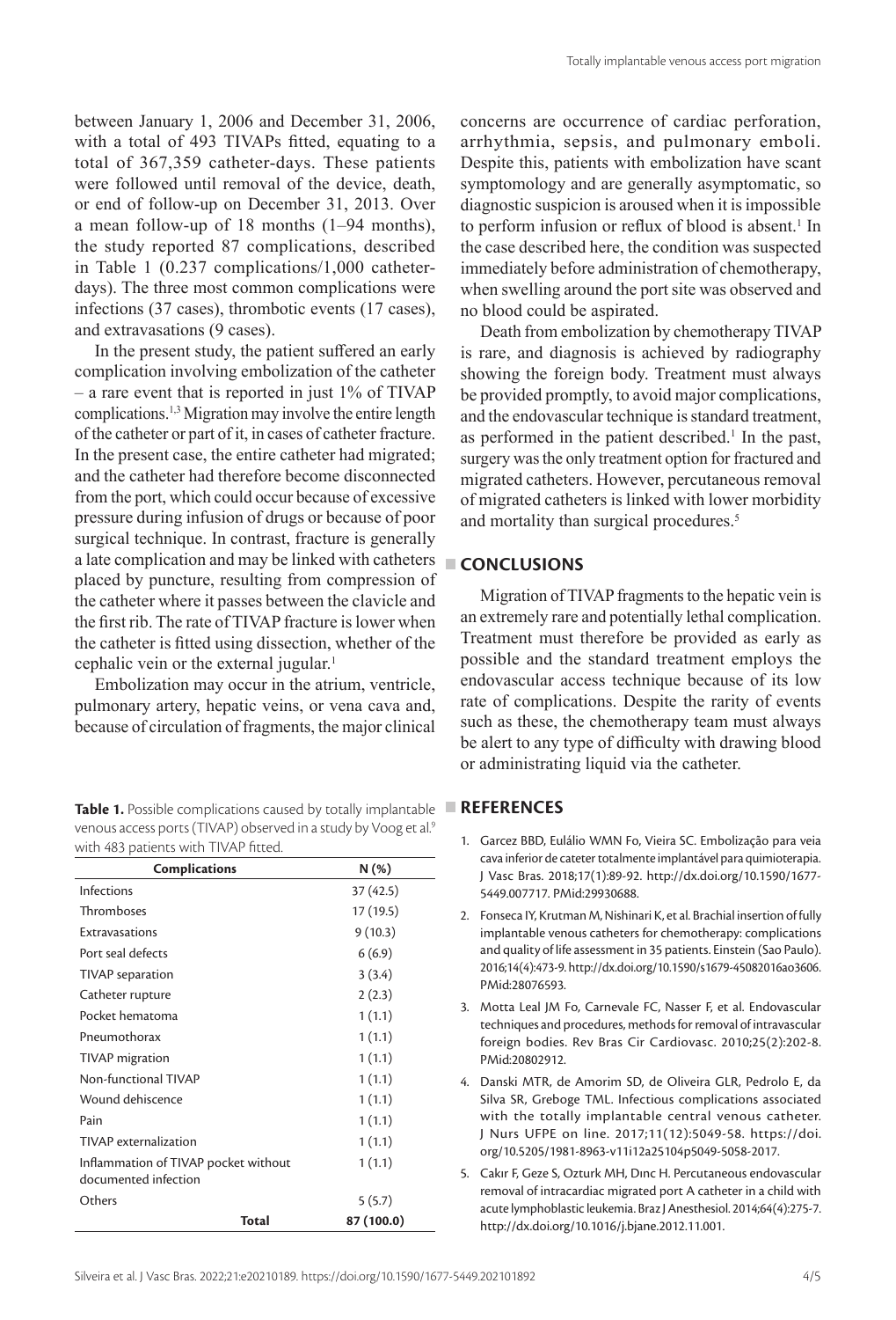between January 1, 2006 and December 31, 2006, with a total of 493 TIVAPs fitted, equating to a total of 367,359 catheter-days. These patients were followed until removal of the device, death, or end of follow-up on December 31, 2013. Over a mean follow-up of 18 months (1–94 months), the study reported 87 complications, described in Table 1 (0.237 complications/1,000 catheter-days). The three most common complications were infections (37 cases), thrombotic events (17 cases), and extravasations (9 cases).

In the present study, the patient suffered an early complication involving embolization of the catheter – a rare event that is reported in just 1% of TIVAP complications.[1,3] Migration may involve the entire length of the catheter or part of it, in cases of catheter fracture. In the present case, the entire catheter had migrated; and the catheter had therefore become disconnected from the port, which could occur because of excessive pressure during infusion of drugs or because of poor surgical technique. In contrast, fracture is generally a late complication and may be linked with catheters placed by puncture, resulting from compression of the catheter where it passes between the clavicle and the first rib. The rate of TIVAP fracture is lower when the catheter is fitted using dissection, whether of the cephalic vein or the external jugular.[1]

Embolization may occur in the atrium, ventricle, pulmonary artery, hepatic veins, or vena cava and, because of circulation of fragments, the major clinical concerns are occurrence of cardiac perforation, arrhythmia, sepsis, and pulmonary emboli. Despite this, patients with embolization have scant symptomology and are generally asymptomatic, so diagnostic suspicion is aroused when it is impossible to perform infusion or reflux of blood is absent.[1] In the case described here, the condition was suspected immediately before administration of chemotherapy, when swelling around the port site was observed and no blood could be aspirated.

Death from embolization by chemotherapy TIVAP is rare, and diagnosis is achieved by radiography showing the foreign body. Treatment must always be provided promptly, to avoid major complications, and the endovascular technique is standard treatment, as performed in the patient described.[1] In the past, surgery was the only treatment option for fractured and migrated catheters. However, percutaneous removal of migrated catheters is linked with lower morbidity and mortality than surgical procedures.[5]

**Table 1.** Possible complications caused by totally implantable venous access ports (TIVAP) observed in a study by Voog et al.[9] with 483 patients with TIVAP fitted.

| Complications | N (%) |
|---|---|
| Infections | 37 (42.5) |
| Thromboses | 17 (19.5) |
| Extravasations | 9 (10.3) |
| Port seal defects | 6 (6.9) |
| TIVAP separation | 3 (3.4) |
| Catheter rupture | 2 (2.3) |
| Pocket hematoma | 1 (1.1) |
| Pneumothorax | 1 (1.1) |
| TIVAP migration | 1 (1.1) |
| Non-functional TIVAP | 1 (1.1) |
| Wound dehiscence | 1 (1.1) |
| Pain | 1 (1.1) |
| TIVAP externalization | 1 (1.1) |
| Inflammation of TIVAP pocket without documented infection | 1 (1.1) |
| Others | 5 (5.7) |
| **Total** | **87 (100.0)** |

## CONCLUSIONS

Migration of TIVAP fragments to the hepatic vein is an extremely rare and potentially lethal complication. Treatment must therefore be provided as early as possible and the standard treatment employs the endovascular access technique because of its low rate of complications. Despite the rarity of events such as these, the chemotherapy team must always be alert to any type of difficulty with drawing blood or administrating liquid via the catheter.

## REFERENCES

1. Garcez BBD, Eulálio WMN Fo, Vieira SC. Embolização para veia cava inferior de cateter totalmente implantável para quimioterapia. J Vasc Bras. 2018;17(1):89-92. http://dx.doi.org/10.1590/1677-5449.007717. PMid:29930688.
2. Fonseca IY, Krutman M, Nishinari K, et al. Brachial insertion of fully implantable venous catheters for chemotherapy: complications and quality of life assessment in 35 patients. Einstein (Sao Paulo). 2016;14(4):473-9. http://dx.doi.org/10.1590/s1679-45082016ao3606. PMid:28076593.
3. Motta Leal JM Fo, Carnevale FC, Nasser F, et al. Endovascular techniques and procedures, methods for removal of intravascular foreign bodies. Rev Bras Cir Cardiovasc. 2010;25(2):202-8. PMid:20802912.
4. Danski MTR, de Amorim SD, de Oliveira GLR, Pedrolo E, da Silva SR, Greboge TML. Infectious complications associated with the totally implantable central venous catheter. J Nurs UFPE on line. 2017;11(12):5049-58. https://doi.org/10.5205/1981-8963-v11i12a25104p5049-5058-2017.
5. Cakır F, Geze S, Ozturk MH, Dınc H. Percutaneous endovascular removal of intracardiac migrated port A catheter in a child with acute lymphoblastic leukemia. Braz J Anesthesiol. 2014;64(4):275-7. http://dx.doi.org/10.1016/j.bjane.2012.11.001.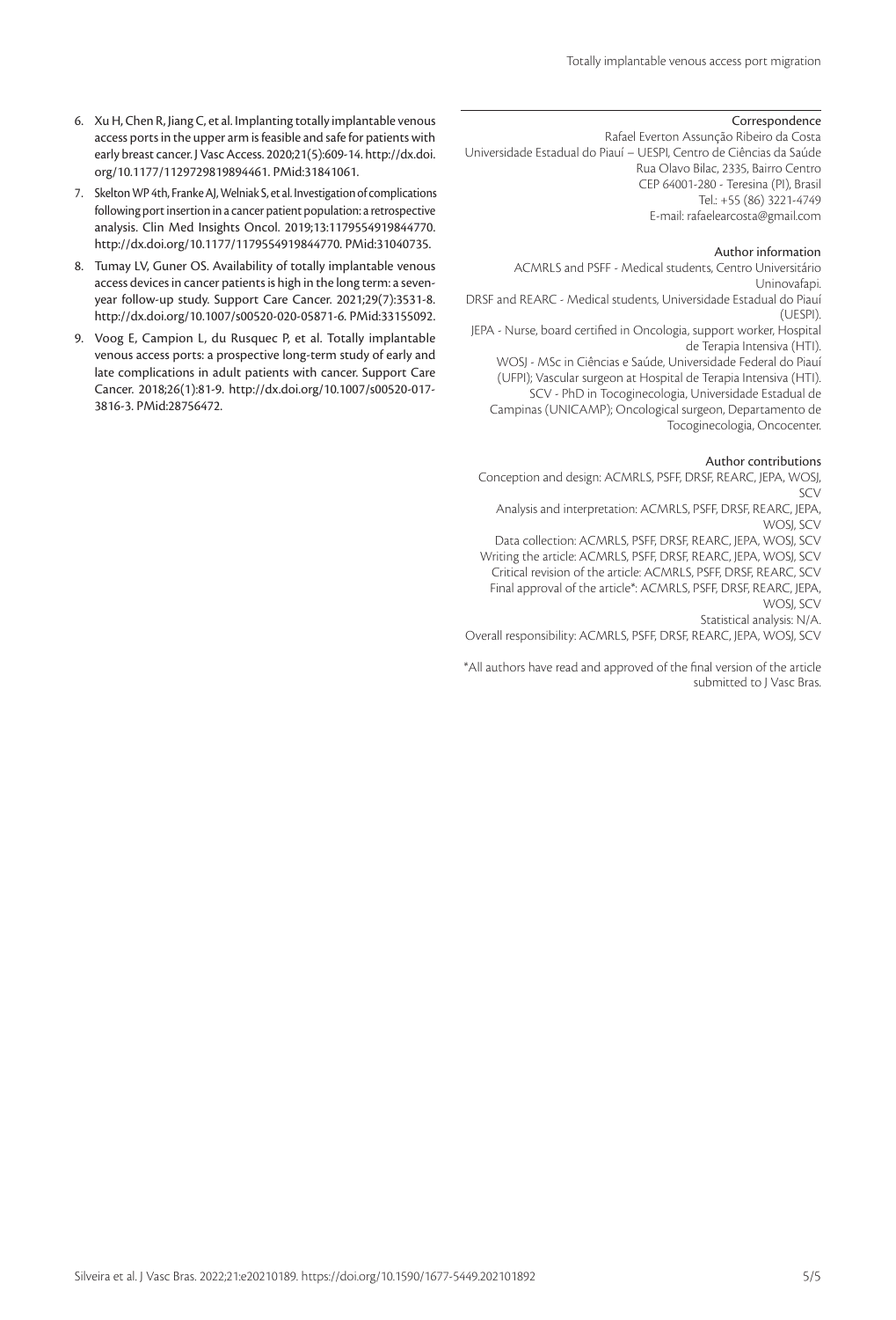6. Xu H, Chen R, Jiang C, et al. Implanting totally implantable venous access ports in the upper arm is feasible and safe for patients with early breast cancer. J Vasc Access. 2020;21(5):609-14. http://dx.doi.org/10.1177/1129729819894461. PMid:31841061.
7. Skelton WP 4th, Franke AJ, Welniak S, et al. Investigation of complications following port insertion in a cancer patient population: a retrospective analysis. Clin Med Insights Oncol. 2019;13:1179554919844770. http://dx.doi.org/10.1177/1179554919844770. PMid:31040735.
8. Tumay LV, Guner OS. Availability of totally implantable venous access devices in cancer patients is high in the long term: a seven-year follow-up study. Support Care Cancer. 2021;29(7):3531-8. http://dx.doi.org/10.1007/s00520-020-05871-6. PMid:33155092.
9. Voog E, Campion L, du Rusquec P, et al. Totally implantable venous access ports: a prospective long-term study of early and late complications in adult patients with cancer. Support Care Cancer. 2018;26(1):81-9. http://dx.doi.org/10.1007/s00520-017-3816-3. PMid:28756472.

### Correspondence

Rafael Everton Assunção Ribeiro da Costa
Universidade Estadual do Piauí – UESPI, Centro de Ciências da Saúde
Rua Olavo Bilac, 2335, Bairro Centro
CEP 64001-280 - Teresina (PI), Brasil
Tel.: +55 (86) 3221-4749
E-mail: rafaelearcosta@gmail.com

### Author information

ACMRLS and PSFF - Medical students, Centro Universitário Uninovafapi.
DRSF and REARC - Medical students, Universidade Estadual do Piauí (UESPI).
JEPA - Nurse, board certified in Oncologia, support worker, Hospital de Terapia Intensiva (HTI).
WOSJ - MSc in Ciências e Saúde, Universidade Federal do Piauí (UFPI); Vascular surgeon at Hospital de Terapia Intensiva (HTI).
SCV - PhD in Tocoginecologia, Universidade Estadual de Campinas (UNICAMP); Oncological surgeon, Departamento de Tocoginecologia, Oncocenter.

### Author contributions

Conception and design: ACMRLS, PSFF, DRSF, REARC, JEPA, WOSJ, SCV
Analysis and interpretation: ACMRLS, PSFF, DRSF, REARC, JEPA, WOSJ, SCV
Data collection: ACMRLS, PSFF, DRSF, REARC, JEPA, WOSJ, SCV
Writing the article: ACMRLS, PSFF, DRSF, REARC, JEPA, WOSJ, SCV
Critical revision of the article: ACMRLS, PSFF, DRSF, REARC, SCV
Final approval of the article*: ACMRLS, PSFF, DRSF, REARC, JEPA, WOSJ, SCV
Statistical analysis: N/A.
Overall responsibility: ACMRLS, PSFF, DRSF, REARC, JEPA, WOSJ, SCV

*All authors have read and approved of the final version of the article submitted to J Vasc Bras.